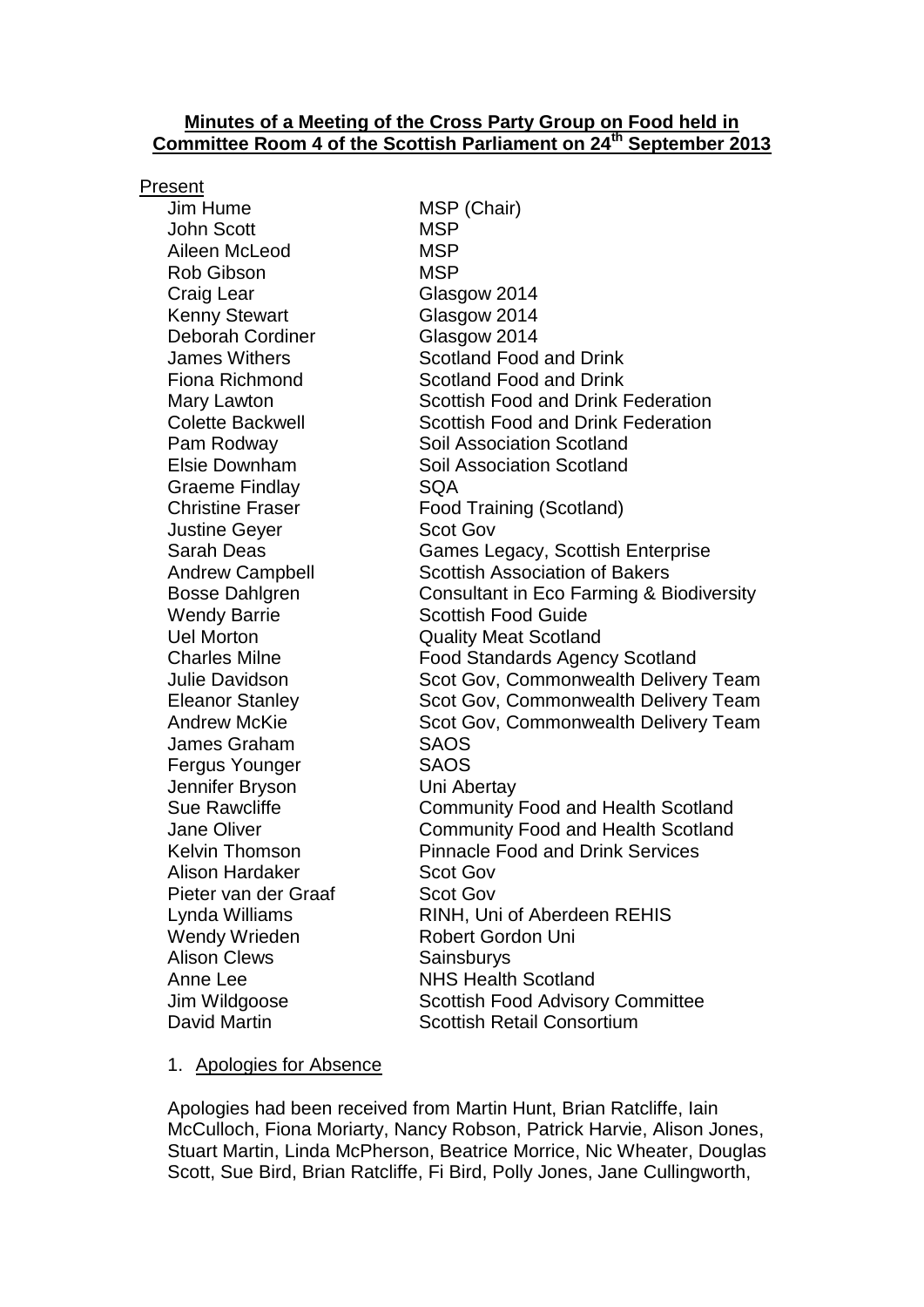**Minutes of a Meeting of the Cross Party Group on Food held in Committee Room 4 of the Scottish Parliament on 24th September 2013**

Present

| | |
|---|---|
| Jim Hume | MSP (Chair) |
| John Scott | MSP |
| Aileen McLeod | MSP |
| Rob Gibson | MSP |
| Craig Lear | Glasgow 2014 |
| Kenny Stewart | Glasgow 2014 |
| Deborah Cordiner | Glasgow 2014 |
| James Withers | Scotland Food and Drink |
| Fiona Richmond | Scotland Food and Drink |
| Mary Lawton | Scottish Food and Drink Federation |
| Colette Backwell | Scottish Food and Drink Federation |
| Pam Rodway | Soil Association Scotland |
| Elsie Downham | Soil Association Scotland |
| Graeme Findlay | SQA |
| Christine Fraser | Food Training (Scotland) |
| Justine Geyer | Scot Gov |
| Sarah Deas | Games Legacy, Scottish Enterprise |
| Andrew Campbell | Scottish Association of Bakers |
| Bosse Dahlgren | Consultant in Eco Farming & Biodiversity |
| Wendy Barrie | Scottish Food Guide |
| Uel Morton | Quality Meat Scotland |
| Charles Milne | Food Standards Agency Scotland |
| Julie Davidson | Scot Gov, Commonwealth Delivery Team |
| Eleanor Stanley | Scot Gov, Commonwealth Delivery Team |
| Andrew McKie | Scot Gov, Commonwealth Delivery Team |
| James Graham | SAOS |
| Fergus Younger | SAOS |
| Jennifer Bryson | Uni Abertay |
| Sue Rawcliffe | Community Food and Health Scotland |
| Jane Oliver | Community Food and Health Scotland |
| Kelvin Thomson | Pinnacle Food and Drink Services |
| Alison Hardaker | Scot Gov |
| Pieter van der Graaf | Scot Gov |
| Lynda Williams | RINH, Uni of Aberdeen REHIS |
| Wendy Wrieden | Robert Gordon Uni |
| Alison Clews | Sainsburys |
| Anne Lee | NHS Health Scotland |
| Jim Wildgoose | Scottish Food Advisory Committee |
| David Martin | Scottish Retail Consortium |

1. Apologies for Absence

Apologies had been received from Martin Hunt, Brian Ratcliffe, Iain McCulloch, Fiona Moriarty, Nancy Robson, Patrick Harvie, Alison Jones, Stuart Martin, Linda McPherson, Beatrice Morrice, Nic Wheater, Douglas Scott, Sue Bird, Brian Ratcliffe, Fi Bird, Polly Jones, Jane Cullingworth,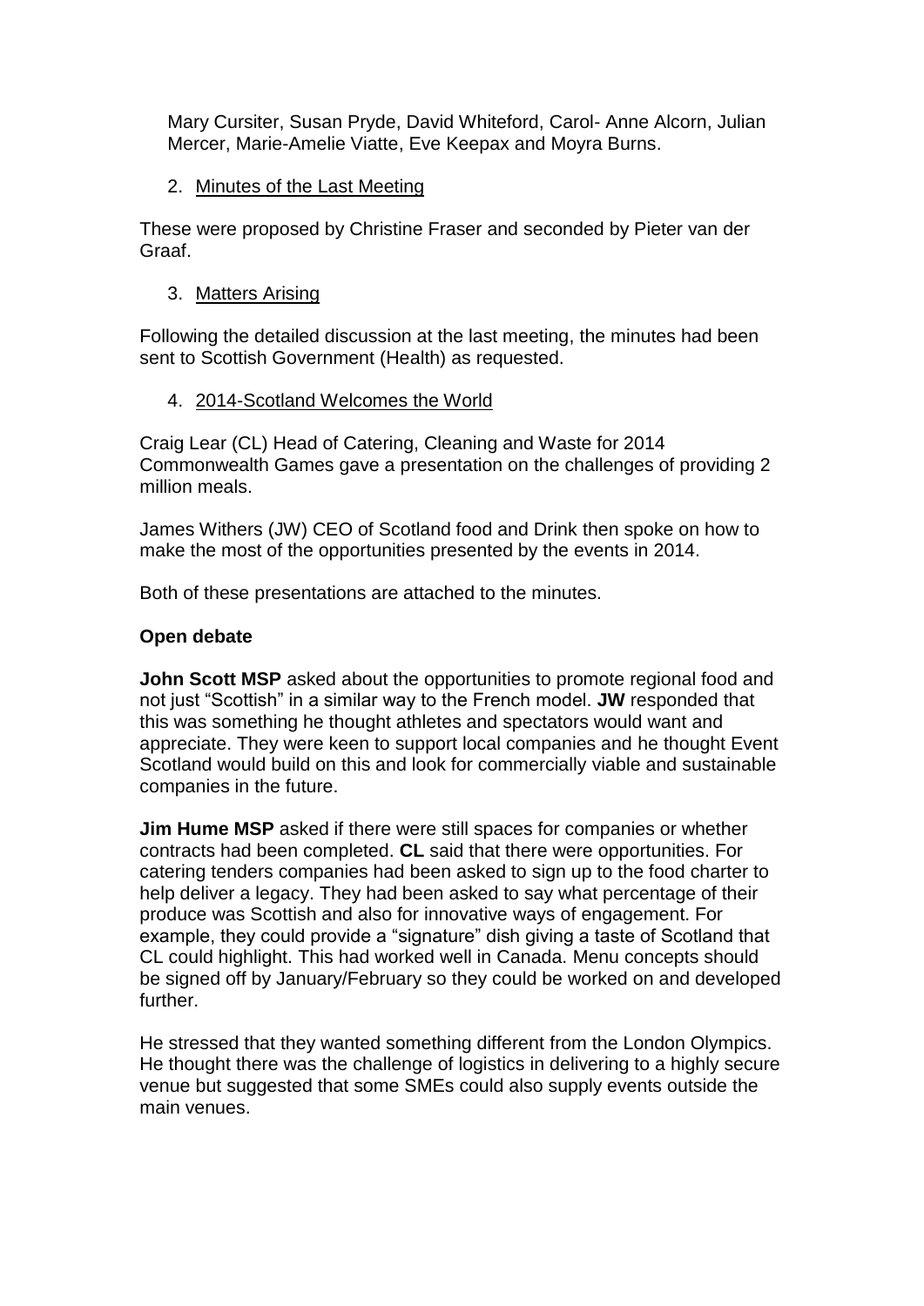Mary Cursiter, Susan Pryde, David Whiteford, Carol- Anne Alcorn, Julian Mercer, Marie-Amelie Viatte, Eve Keepax and Moyra Burns.

2. Minutes of the Last Meeting

These were proposed by Christine Fraser and seconded by Pieter van der Graaf.

3. Matters Arising

Following the detailed discussion at the last meeting, the minutes had been sent to Scottish Government (Health) as requested.

4. 2014-Scotland Welcomes the World

Craig Lear (CL) Head of Catering, Cleaning and Waste for 2014 Commonwealth Games gave a presentation on the challenges of providing 2 million meals.

James Withers (JW) CEO of Scotland food and Drink then spoke on how to make the most of the opportunities presented by the events in 2014.

Both of these presentations are attached to the minutes.

**Open debate**

**John Scott MSP** asked about the opportunities to promote regional food and not just "Scottish" in a similar way to the French model. **JW** responded that this was something he thought athletes and spectators would want and appreciate. They were keen to support local companies and he thought Event Scotland would build on this and look for commercially viable and sustainable companies in the future.

**Jim Hume MSP** asked if there were still spaces for companies or whether contracts had been completed. **CL** said that there were opportunities. For catering tenders companies had been asked to sign up to the food charter to help deliver a legacy. They had been asked to say what percentage of their produce was Scottish and also for innovative ways of engagement. For example, they could provide a "signature" dish giving a taste of Scotland that CL could highlight. This had worked well in Canada. Menu concepts should be signed off by January/February so they could be worked on and developed further.

He stressed that they wanted something different from the London Olympics. He thought there was the challenge of logistics in delivering to a highly secure venue but suggested that some SMEs could also supply events outside the main venues.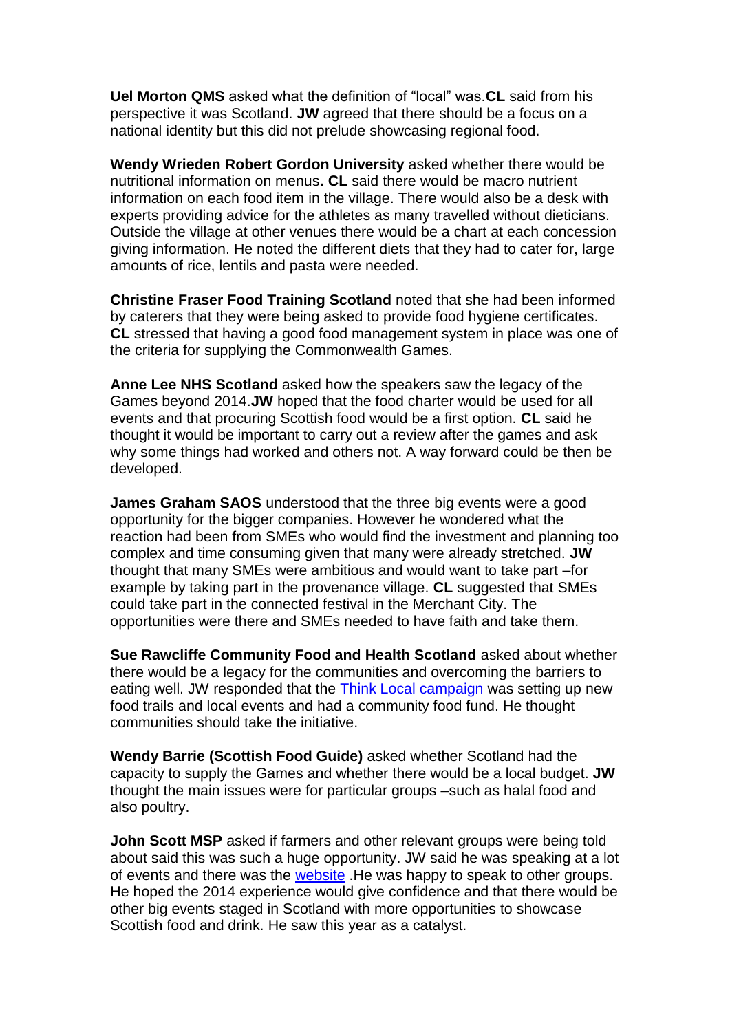**Uel Morton QMS** asked what the definition of "local" was.**CL** said from his perspective it was Scotland. **JW** agreed that there should be a focus on a national identity but this did not prelude showcasing regional food.

**Wendy Wrieden Robert Gordon University** asked whether there would be nutritional information on menus**. CL** said there would be macro nutrient information on each food item in the village. There would also be a desk with experts providing advice for the athletes as many travelled without dieticians. Outside the village at other venues there would be a chart at each concession giving information. He noted the different diets that they had to cater for, large amounts of rice, lentils and pasta were needed.

**Christine Fraser Food Training Scotland** noted that she had been informed by caterers that they were being asked to provide food hygiene certificates. **CL** stressed that having a good food management system in place was one of the criteria for supplying the Commonwealth Games.

**Anne Lee NHS Scotland** asked how the speakers saw the legacy of the Games beyond 2014.**JW** hoped that the food charter would be used for all events and that procuring Scottish food would be a first option. **CL** said he thought it would be important to carry out a review after the games and ask why some things had worked and others not. A way forward could be then be developed.

**James Graham SAOS** understood that the three big events were a good opportunity for the bigger companies. However he wondered what the reaction had been from SMEs who would find the investment and planning too complex and time consuming given that many were already stretched. **JW** thought that many SMEs were ambitious and would want to take part –for example by taking part in the provenance village. **CL** suggested that SMEs could take part in the connected festival in the Merchant City. The opportunities were there and SMEs needed to have faith and take them.

**Sue Rawcliffe Community Food and Health Scotland** asked about whether there would be a legacy for the communities and overcoming the barriers to eating well. JW responded that the Think Local campaign was setting up new food trails and local events and had a community food fund. He thought communities should take the initiative.

**Wendy Barrie (Scottish Food Guide)** asked whether Scotland had the capacity to supply the Games and whether there would be a local budget. **JW** thought the main issues were for particular groups –such as halal food and also poultry.

**John Scott MSP** asked if farmers and other relevant groups were being told about said this was such a huge opportunity. JW said he was speaking at a lot of events and there was the website .He was happy to speak to other groups. He hoped the 2014 experience would give confidence and that there would be other big events staged in Scotland with more opportunities to showcase Scottish food and drink. He saw this year as a catalyst.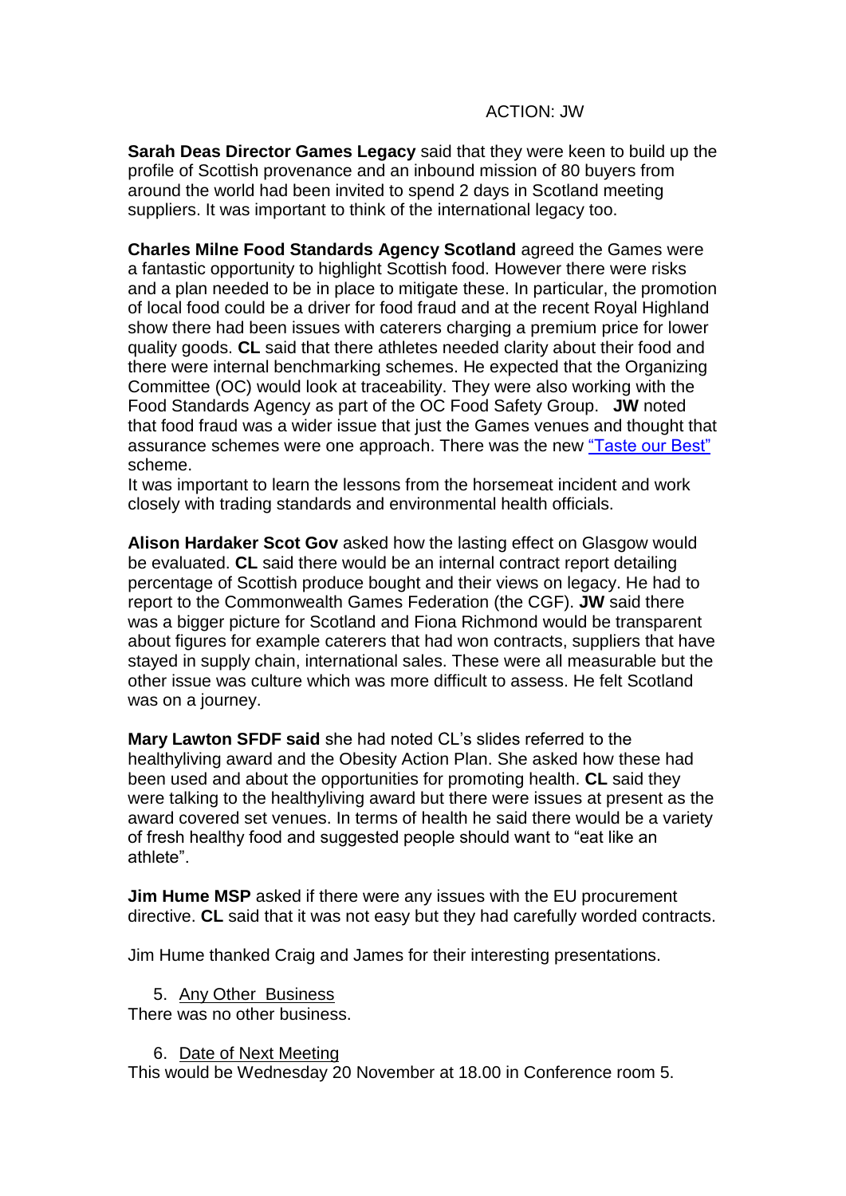ACTION: JW

**Sarah Deas Director Games Legacy** said that they were keen to build up the profile of Scottish provenance and an inbound mission of 80 buyers from around the world had been invited to spend 2 days in Scotland meeting suppliers. It was important to think of the international legacy too.

**Charles Milne Food Standards Agency Scotland** agreed the Games were a fantastic opportunity to highlight Scottish food. However there were risks and a plan needed to be in place to mitigate these. In particular, the promotion of local food could be a driver for food fraud and at the recent Royal Highland show there had been issues with caterers charging a premium price for lower quality goods. **CL** said that there athletes needed clarity about their food and there were internal benchmarking schemes. He expected that the Organizing Committee (OC) would look at traceability. They were also working with the Food Standards Agency as part of the OC Food Safety Group. **JW** noted that food fraud was a wider issue that just the Games venues and thought that assurance schemes were one approach. There was the new "Taste our Best" scheme.
It was important to learn the lessons from the horsemeat incident and work closely with trading standards and environmental health officials.

**Alison Hardaker Scot Gov** asked how the lasting effect on Glasgow would be evaluated. **CL** said there would be an internal contract report detailing percentage of Scottish produce bought and their views on legacy. He had to report to the Commonwealth Games Federation (the CGF). **JW** said there was a bigger picture for Scotland and Fiona Richmond would be transparent about figures for example caterers that had won contracts, suppliers that have stayed in supply chain, international sales. These were all measurable but the other issue was culture which was more difficult to assess. He felt Scotland was on a journey.

**Mary Lawton SFDF said** she had noted CL's slides referred to the healthyliving award and the Obesity Action Plan. She asked how these had been used and about the opportunities for promoting health. **CL** said they were talking to the healthyliving award but there were issues at present as the award covered set venues. In terms of health he said there would be a variety of fresh healthy food and suggested people should want to "eat like an athlete".

**Jim Hume MSP** asked if there were any issues with the EU procurement directive. **CL** said that it was not easy but they had carefully worded contracts.

Jim Hume thanked Craig and James for their interesting presentations.

5. Any Other Business

There was no other business.

6. Date of Next Meeting

This would be Wednesday 20 November at 18.00 in Conference room 5.